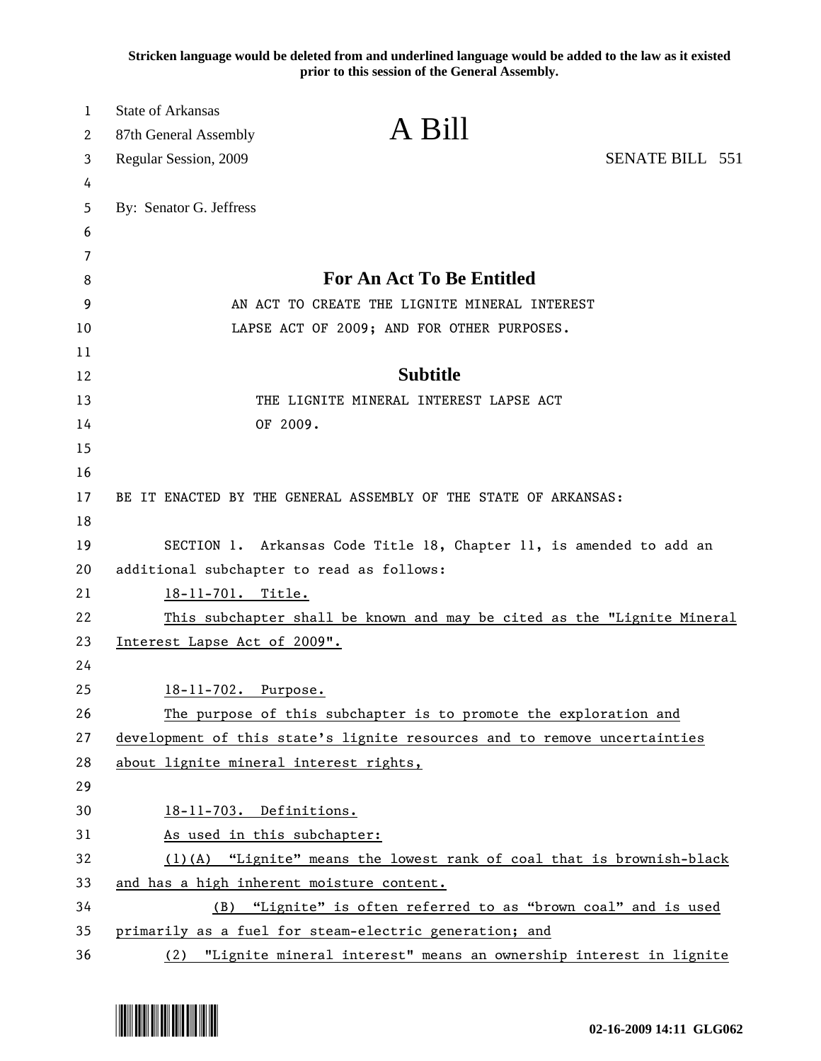Stricken language would be deleted from and underlined language would be added to the law as it existed prior to this session of the General Assembly.

State of Arkansas
87th General Assembly
Regular Session, 2009

# A Bill

SENATE BILL 551

By: Senator G. Jeffress

## For An Act To Be Entitled

AN ACT TO CREATE THE LIGNITE MINERAL INTEREST LAPSE ACT OF 2009; AND FOR OTHER PURPOSES.

## Subtitle

THE LIGNITE MINERAL INTEREST LAPSE ACT OF 2009.

BE IT ENACTED BY THE GENERAL ASSEMBLY OF THE STATE OF ARKANSAS:

SECTION 1. Arkansas Code Title 18, Chapter 11, is amended to add an additional subchapter to read as follows:

18-11-701. Title.

This subchapter shall be known and may be cited as the "Lignite Mineral Interest Lapse Act of 2009".

18-11-702. Purpose.

The purpose of this subchapter is to promote the exploration and development of this state's lignite resources and to remove uncertainties about lignite mineral interest rights,

18-11-703. Definitions.

As used in this subchapter:

(1)(A) "Lignite" means the lowest rank of coal that is brownish-black and has a high inherent moisture content.

(B) "Lignite" is often referred to as "brown coal" and is used primarily as a fuel for steam-electric generation; and

(2) "Lignite mineral interest" means an ownership interest in lignite

02-16-2009 14:11 GLG062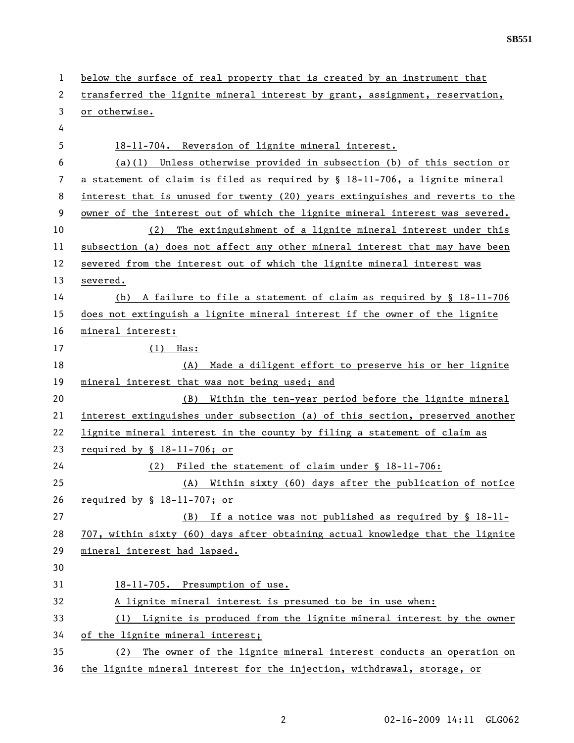below the surface of real property that is created by an instrument that transferred the lignite mineral interest by grant, assignment, reservation, or otherwise.

18-11-704. Reversion of lignite mineral interest.

(a)(1) Unless otherwise provided in subsection (b) of this section or a statement of claim is filed as required by § 18-11-706, a lignite mineral interest that is unused for twenty (20) years extinguishes and reverts to the owner of the interest out of which the lignite mineral interest was severed.

(2) The extinguishment of a lignite mineral interest under this subsection (a) does not affect any other mineral interest that may have been severed from the interest out of which the lignite mineral interest was severed.

(b) A failure to file a statement of claim as required by § 18-11-706 does not extinguish a lignite mineral interest if the owner of the lignite mineral interest:

(1) Has:

(A) Made a diligent effort to preserve his or her lignite mineral interest that was not being used; and

(B) Within the ten-year period before the lignite mineral interest extinguishes under subsection (a) of this section, preserved another lignite mineral interest in the county by filing a statement of claim as required by § 18-11-706; or

(2) Filed the statement of claim under § 18-11-706:

(A) Within sixty (60) days after the publication of notice required by § 18-11-707; or

(B) If a notice was not published as required by § 18-11-707, within sixty (60) days after obtaining actual knowledge that the lignite mineral interest had lapsed.

18-11-705. Presumption of use.

A lignite mineral interest is presumed to be in use when:

(1) Lignite is produced from the lignite mineral interest by the owner of the lignite mineral interest;

(2) The owner of the lignite mineral interest conducts an operation on the lignite mineral interest for the injection, withdrawal, storage, or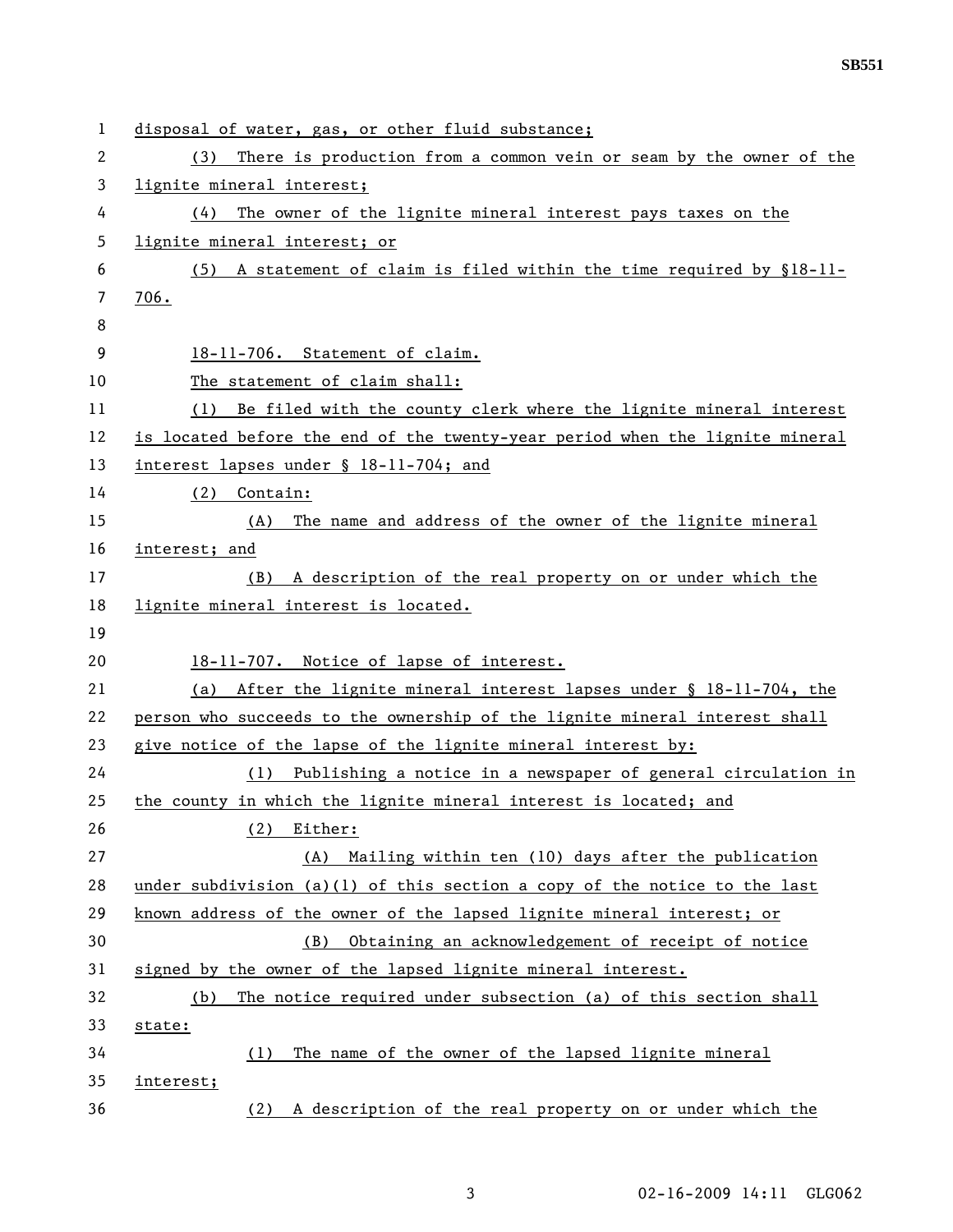disposal of water, gas, or other fluid substance;

(3) There is production from a common vein or seam by the owner of the lignite mineral interest;

(4) The owner of the lignite mineral interest pays taxes on the lignite mineral interest; or

(5) A statement of claim is filed within the time required by §18-11-706.

18-11-706. Statement of claim.

The statement of claim shall:

(1) Be filed with the county clerk where the lignite mineral interest is located before the end of the twenty-year period when the lignite mineral interest lapses under § 18-11-704; and

(2) Contain:

(A) The name and address of the owner of the lignite mineral interest; and

(B) A description of the real property on or under which the lignite mineral interest is located.

18-11-707. Notice of lapse of interest.

(a) After the lignite mineral interest lapses under § 18-11-704, the person who succeeds to the ownership of the lignite mineral interest shall give notice of the lapse of the lignite mineral interest by:

(1) Publishing a notice in a newspaper of general circulation in the county in which the lignite mineral interest is located; and

(2) Either:

(A) Mailing within ten (10) days after the publication under subdivision (a)(1) of this section a copy of the notice to the last known address of the owner of the lapsed lignite mineral interest; or

(B) Obtaining an acknowledgement of receipt of notice signed by the owner of the lapsed lignite mineral interest.

(b) The notice required under subsection (a) of this section shall state:

(1) The name of the owner of the lapsed lignite mineral interest;

(2) A description of the real property on or under which the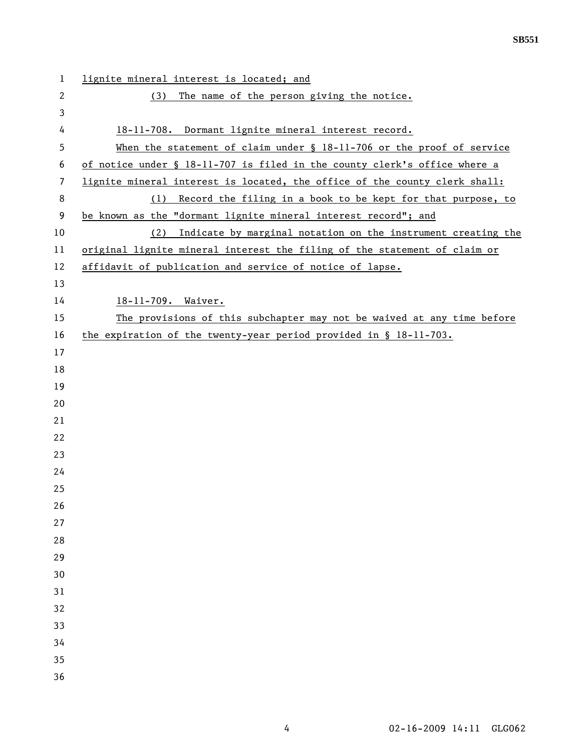lignite mineral interest is located; and

(3) The name of the person giving the notice.

18-11-708. Dormant lignite mineral interest record.

When the statement of claim under § 18-11-706 or the proof of service of notice under § 18-11-707 is filed in the county clerk's office where a lignite mineral interest is located, the office of the county clerk shall:

(1) Record the filing in a book to be kept for that purpose, to be known as the "dormant lignite mineral interest record"; and

(2) Indicate by marginal notation on the instrument creating the original lignite mineral interest the filing of the statement of claim or affidavit of publication and service of notice of lapse.

18-11-709. Waiver.

The provisions of this subchapter may not be waived at any time before the expiration of the twenty-year period provided in § 18-11-703.